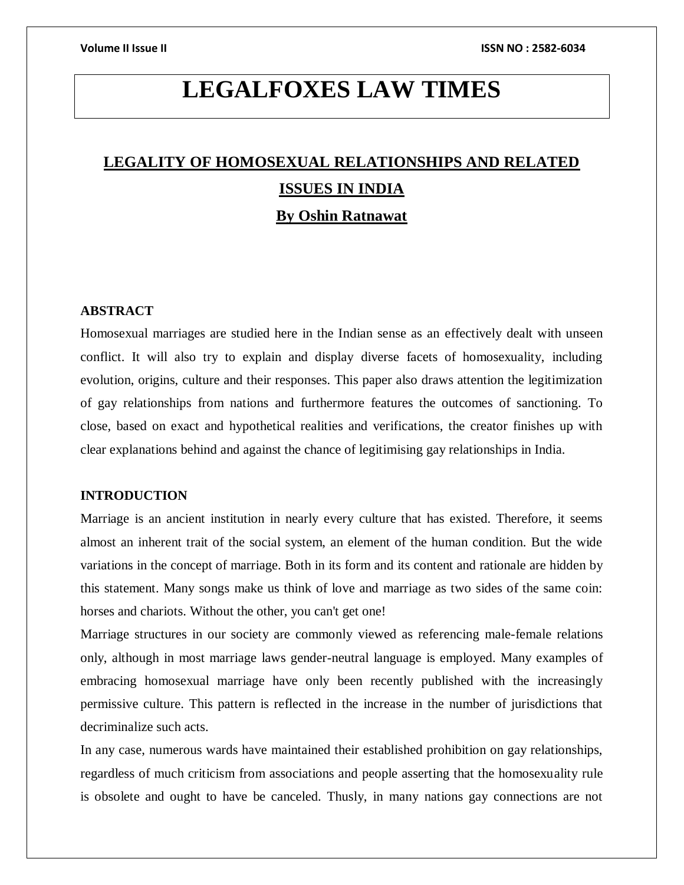# LEGALFOXES LAW TIMES

## LEGALITY OF HOMOSEXUAL RELATIONSHIPS AND RELATED ISSUES IN INDIA

**By Oshin Ratnawat**

### ABSTRACT

Homosexual marriages are studied here in the Indian sense as an effectively dealt with unseen conflict. It will also try to explain and display diverse facets of homosexuality, including evolution, origins, culture and their responses. This paper also draws attention the legitimization of gay relationships from nations and furthermore features the outcomes of sanctioning. To close, based on exact and hypothetical realities and verifications, the creator finishes up with clear explanations behind and against the chance of legitimising gay relationships in India.

### INTRODUCTION

Marriage is an ancient institution in nearly every culture that has existed. Therefore, it seems almost an inherent trait of the social system, an element of the human condition. But the wide variations in the concept of marriage. Both in its form and its content and rationale are hidden by this statement. Many songs make us think of love and marriage as two sides of the same coin: horses and chariots. Without the other, you can't get one!

Marriage structures in our society are commonly viewed as referencing male-female relations only, although in most marriage laws gender-neutral language is employed. Many examples of embracing homosexual marriage have only been recently published with the increasingly permissive culture. This pattern is reflected in the increase in the number of jurisdictions that decriminalize such acts.

In any case, numerous wards have maintained their established prohibition on gay relationships, regardless of much criticism from associations and people asserting that the homosexuality rule is obsolete and ought to have be canceled. Thusly, in many nations gay connections are not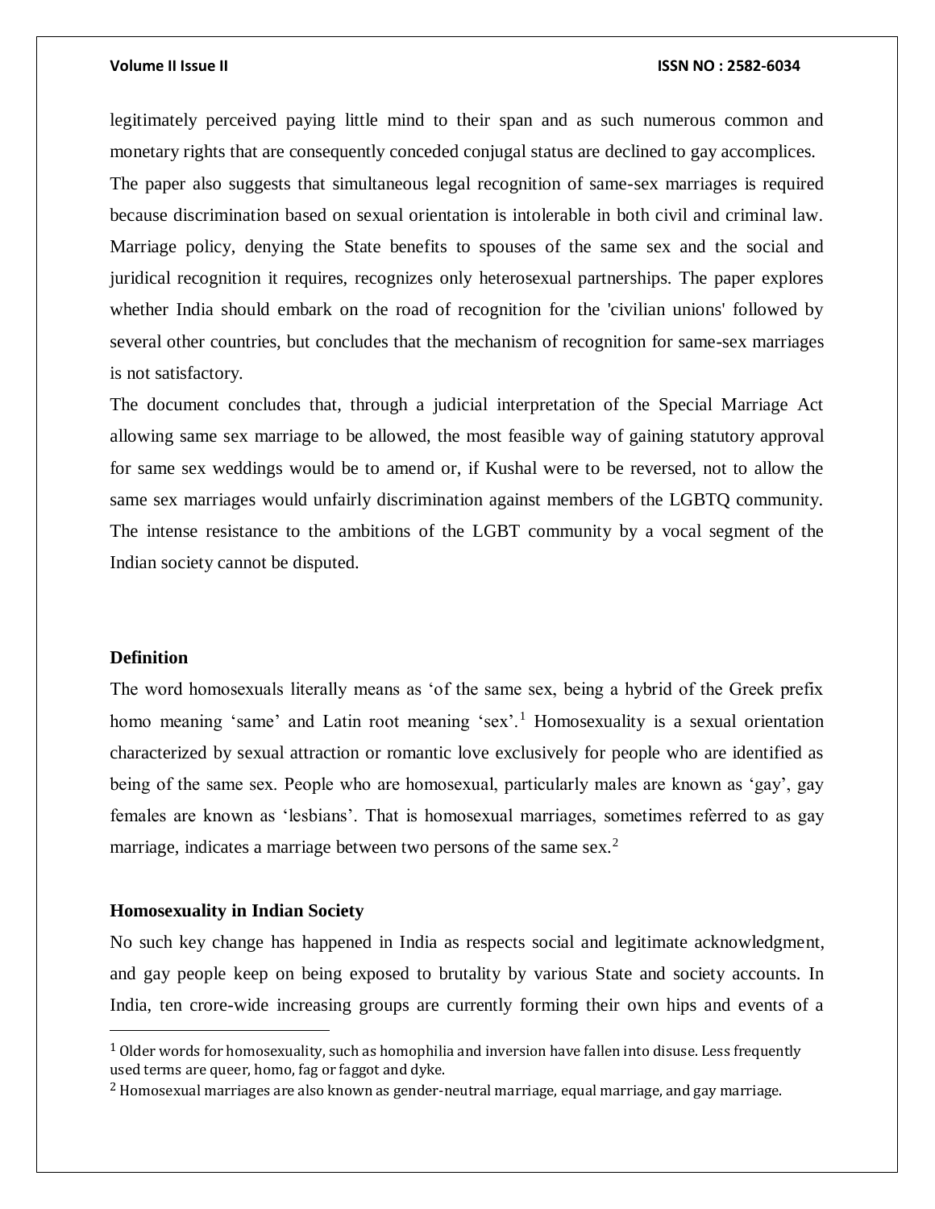legitimately perceived paying little mind to their span and as such numerous common and monetary rights that are consequently conceded conjugal status are declined to gay accomplices. The paper also suggests that simultaneous legal recognition of same-sex marriages is required because discrimination based on sexual orientation is intolerable in both civil and criminal law. Marriage policy, denying the State benefits to spouses of the same sex and the social and juridical recognition it requires, recognizes only heterosexual partnerships. The paper explores whether India should embark on the road of recognition for the 'civilian unions' followed by several other countries, but concludes that the mechanism of recognition for same-sex marriages is not satisfactory.

The document concludes that, through a judicial interpretation of the Special Marriage Act allowing same sex marriage to be allowed, the most feasible way of gaining statutory approval for same sex weddings would be to amend or, if Kushal were to be reversed, not to allow the same sex marriages would unfairly discrimination against members of the LGBTQ community. The intense resistance to the ambitions of the LGBT community by a vocal segment of the Indian society cannot be disputed.

## Definition

The word homosexuals literally means as 'of the same sex, being a hybrid of the Greek prefix homo meaning 'same' and Latin root meaning 'sex'.[1] Homosexuality is a sexual orientation characterized by sexual attraction or romantic love exclusively for people who are identified as being of the same sex. People who are homosexual, particularly males are known as 'gay', gay females are known as 'lesbians'. That is homosexual marriages, sometimes referred to as gay marriage, indicates a marriage between two persons of the same sex.[2]

## Homosexuality in Indian Society

No such key change has happened in India as respects social and legitimate acknowledgment, and gay people keep on being exposed to brutality by various State and society accounts. In India, ten crore-wide increasing groups are currently forming their own hips and events of a

[1] Older words for homosexuality, such as homophilia and inversion have fallen into disuse. Less frequently used terms are queer, homo, fag or faggot and dyke.

[2] Homosexual marriages are also known as gender-neutral marriage, equal marriage, and gay marriage.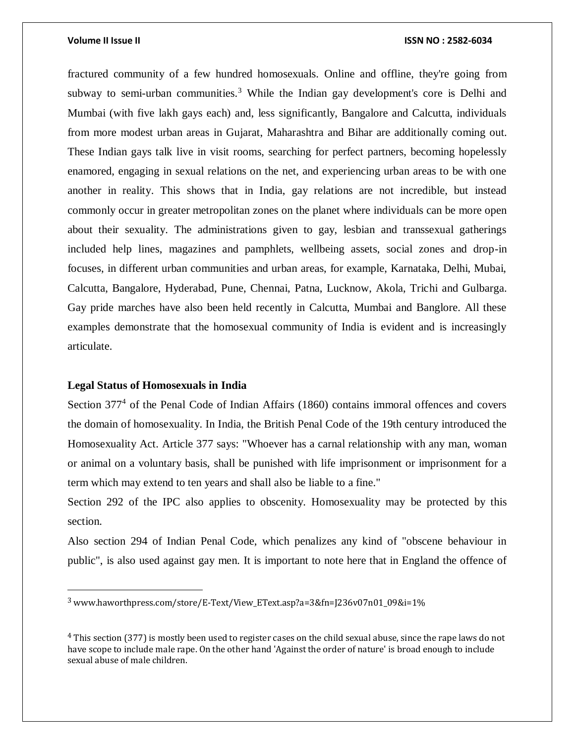fractured community of a few hundred homosexuals. Online and offline, they're going from subway to semi-urban communities.[3] While the Indian gay development's core is Delhi and Mumbai (with five lakh gays each) and, less significantly, Bangalore and Calcutta, individuals from more modest urban areas in Gujarat, Maharashtra and Bihar are additionally coming out. These Indian gays talk live in visit rooms, searching for perfect partners, becoming hopelessly enamored, engaging in sexual relations on the net, and experiencing urban areas to be with one another in reality. This shows that in India, gay relations are not incredible, but instead commonly occur in greater metropolitan zones on the planet where individuals can be more open about their sexuality. The administrations given to gay, lesbian and transsexual gatherings included help lines, magazines and pamphlets, wellbeing assets, social zones and drop-in focuses, in different urban communities and urban areas, for example, Karnataka, Delhi, Mubai, Calcutta, Bangalore, Hyderabad, Pune, Chennai, Patna, Lucknow, Akola, Trichi and Gulbarga. Gay pride marches have also been held recently in Calcutta, Mumbai and Banglore. All these examples demonstrate that the homosexual community of India is evident and is increasingly articulate.

**Legal Status of Homosexuals in India**

Section 377[4] of the Penal Code of Indian Affairs (1860) contains immoral offences and covers the domain of homosexuality. In India, the British Penal Code of the 19th century introduced the Homosexuality Act. Article 377 says: "Whoever has a carnal relationship with any man, woman or animal on a voluntary basis, shall be punished with life imprisonment or imprisonment for a term which may extend to ten years and shall also be liable to a fine."

Section 292 of the IPC also applies to obscenity. Homosexuality may be protected by this section.

Also section 294 of Indian Penal Code, which penalizes any kind of "obscene behaviour in public", is also used against gay men. It is important to note here that in England the offence of

---

[3] www.haworthpress.com/store/E-Text/View_EText.asp?a=3&fn=J236v07n01_09&i=1%

[4] This section (377) is mostly been used to register cases on the child sexual abuse, since the rape laws do not have scope to include male rape. On the other hand 'Against the order of nature' is broad enough to include sexual abuse of male children.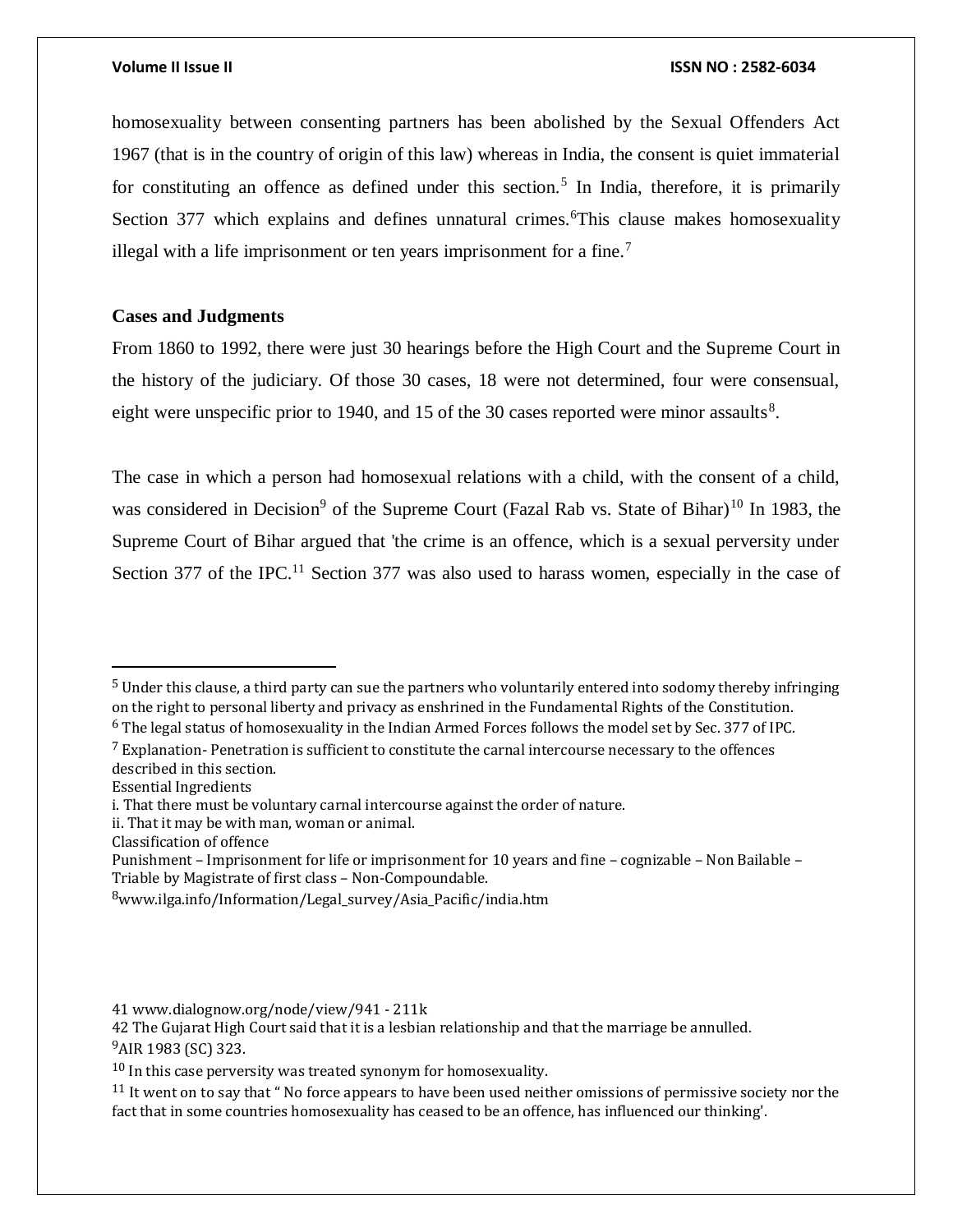homosexuality between consenting partners has been abolished by the Sexual Offenders Act 1967 (that is in the country of origin of this law) whereas in India, the consent is quiet immaterial for constituting an offence as defined under this section.[5] In India, therefore, it is primarily Section 377 which explains and defines unnatural crimes.[6]This clause makes homosexuality illegal with a life imprisonment or ten years imprisonment for a fine.[7]

### Cases and Judgments

From 1860 to 1992, there were just 30 hearings before the High Court and the Supreme Court in the history of the judiciary. Of those 30 cases, 18 were not determined, four were consensual, eight were unspecific prior to 1940, and 15 of the 30 cases reported were minor assaults[8].

The case in which a person had homosexual relations with a child, with the consent of a child, was considered in Decision[9] of the Supreme Court (Fazal Rab vs. State of Bihar)[10] In 1983, the Supreme Court of Bihar argued that 'the crime is an offence, which is a sexual perversity under Section 377 of the IPC.[11] Section 377 was also used to harass women, especially in the case of

---

[5] Under this clause, a third party can sue the partners who voluntarily entered into sodomy thereby infringing on the right to personal liberty and privacy as enshrined in the Fundamental Rights of the Constitution.

[6] The legal status of homosexuality in the Indian Armed Forces follows the model set by Sec. 377 of IPC.

[7] Explanation- Penetration is sufficient to constitute the carnal intercourse necessary to the offences described in this section.
Essential Ingredients
i. That there must be voluntary carnal intercourse against the order of nature.
ii. That it may be with man, woman or animal.
Classification of offence
Punishment – Imprisonment for life or imprisonment for 10 years and fine – cognizable – Non Bailable – Triable by Magistrate of first class – Non-Compoundable.

[8]www.ilga.info/Information/Legal_survey/Asia_Pacific/india.htm

41 www.dialognow.org/node/view/941 - 211k

42 The Gujarat High Court said that it is a lesbian relationship and that the marriage be annulled.

[9]AIR 1983 (SC) 323.

[10] In this case perversity was treated synonym for homosexuality.

[11] It went on to say that " No force appears to have been used neither omissions of permissive society nor the fact that in some countries homosexuality has ceased to be an offence, has influenced our thinking'.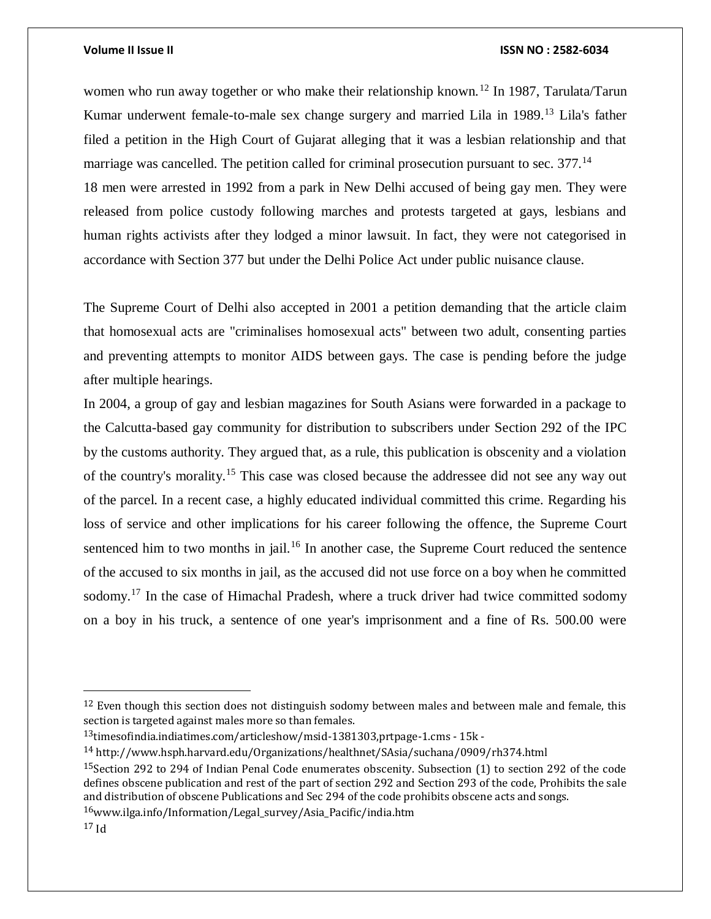women who run away together or who make their relationship known.[12] In 1987, Tarulata/Tarun Kumar underwent female-to-male sex change surgery and married Lila in 1989.[13] Lila's father filed a petition in the High Court of Gujarat alleging that it was a lesbian relationship and that marriage was cancelled. The petition called for criminal prosecution pursuant to sec. 377.[14]

18 men were arrested in 1992 from a park in New Delhi accused of being gay men. They were released from police custody following marches and protests targeted at gays, lesbians and human rights activists after they lodged a minor lawsuit. In fact, they were not categorised in accordance with Section 377 but under the Delhi Police Act under public nuisance clause.

The Supreme Court of Delhi also accepted in 2001 a petition demanding that the article claim that homosexual acts are "criminalises homosexual acts" between two adult, consenting parties and preventing attempts to monitor AIDS between gays. The case is pending before the judge after multiple hearings.

In 2004, a group of gay and lesbian magazines for South Asians were forwarded in a package to the Calcutta-based gay community for distribution to subscribers under Section 292 of the IPC by the customs authority. They argued that, as a rule, this publication is obscenity and a violation of the country's morality.[15] This case was closed because the addressee did not see any way out of the parcel. In a recent case, a highly educated individual committed this crime. Regarding his loss of service and other implications for his career following the offence, the Supreme Court sentenced him to two months in jail.[16] In another case, the Supreme Court reduced the sentence of the accused to six months in jail, as the accused did not use force on a boy when he committed sodomy.[17] In the case of Himachal Pradesh, where a truck driver had twice committed sodomy on a boy in his truck, a sentence of one year's imprisonment and a fine of Rs. 500.00 were

---

[12] Even though this section does not distinguish sodomy between males and between male and female, this section is targeted against males more so than females.

[13] timesofindia.indiatimes.com/articleshow/msid-1381303,prtpage-1.cms - 15k -

[14] http://www.hsph.harvard.edu/Organizations/healthnet/SAsia/suchana/0909/rh374.html

[15] Section 292 to 294 of Indian Penal Code enumerates obscenity. Subsection (1) to section 292 of the code defines obscene publication and rest of the part of section 292 and Section 293 of the code, Prohibits the sale and distribution of obscene Publications and Sec 294 of the code prohibits obscene acts and songs.

[16] www.ilga.info/Information/Legal_survey/Asia_Pacific/india.htm

[17] Id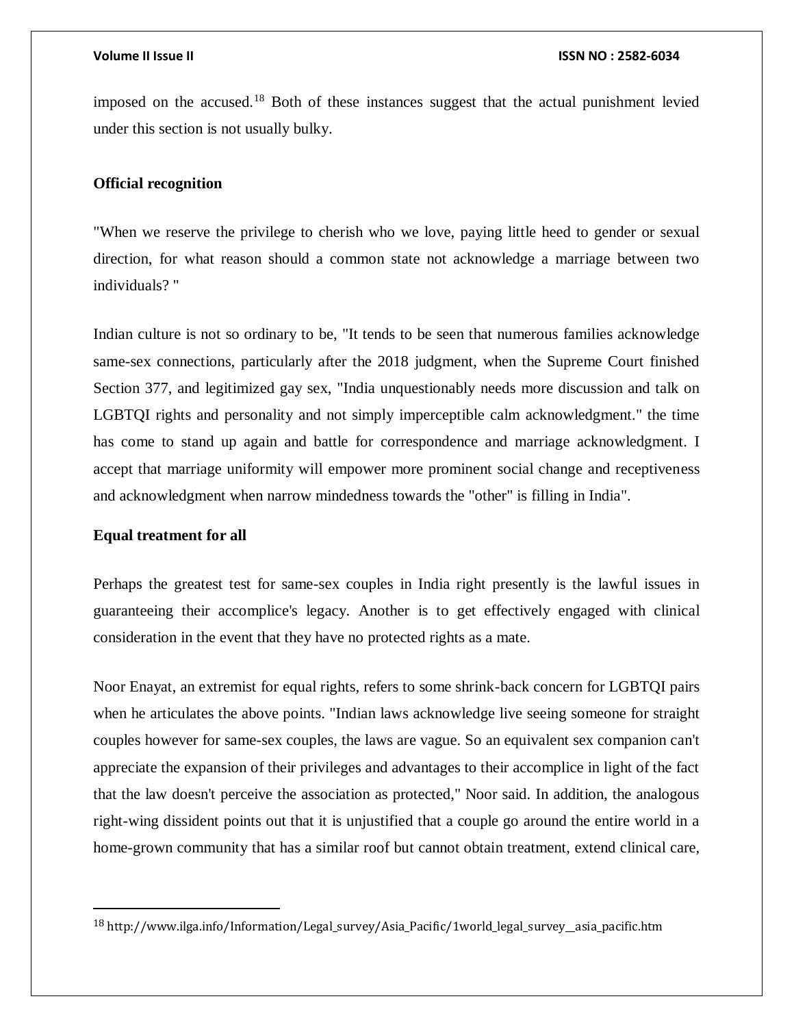imposed on the accused.[18] Both of these instances suggest that the actual punishment levied under this section is not usually bulky.

**Official recognition**

"When we reserve the privilege to cherish who we love, paying little heed to gender or sexual direction, for what reason should a common state not acknowledge a marriage between two individuals? "

Indian culture is not so ordinary to be, "It tends to be seen that numerous families acknowledge same-sex connections, particularly after the 2018 judgment, when the Supreme Court finished Section 377, and legitimized gay sex, "India unquestionably needs more discussion and talk on LGBTQI rights and personality and not simply imperceptible calm acknowledgment." the time has come to stand up again and battle for correspondence and marriage acknowledgment. I accept that marriage uniformity will empower more prominent social change and receptiveness and acknowledgment when narrow mindedness towards the "other" is filling in India".

**Equal treatment for all**

Perhaps the greatest test for same-sex couples in India right presently is the lawful issues in guaranteeing their accomplice's legacy. Another is to get effectively engaged with clinical consideration in the event that they have no protected rights as a mate.

Noor Enayat, an extremist for equal rights, refers to some shrink-back concern for LGBTQI pairs when he articulates the above points. "Indian laws acknowledge live seeing someone for straight couples however for same-sex couples, the laws are vague. So an equivalent sex companion can't appreciate the expansion of their privileges and advantages to their accomplice in light of the fact that the law doesn't perceive the association as protected," Noor said. In addition, the analogous right-wing dissident points out that it is unjustified that a couple go around the entire world in a home-grown community that has a similar roof but cannot obtain treatment, extend clinical care,

[18] http://www.ilga.info/Information/Legal_survey/Asia_Pacific/1world_legal_survey__asia_pacific.htm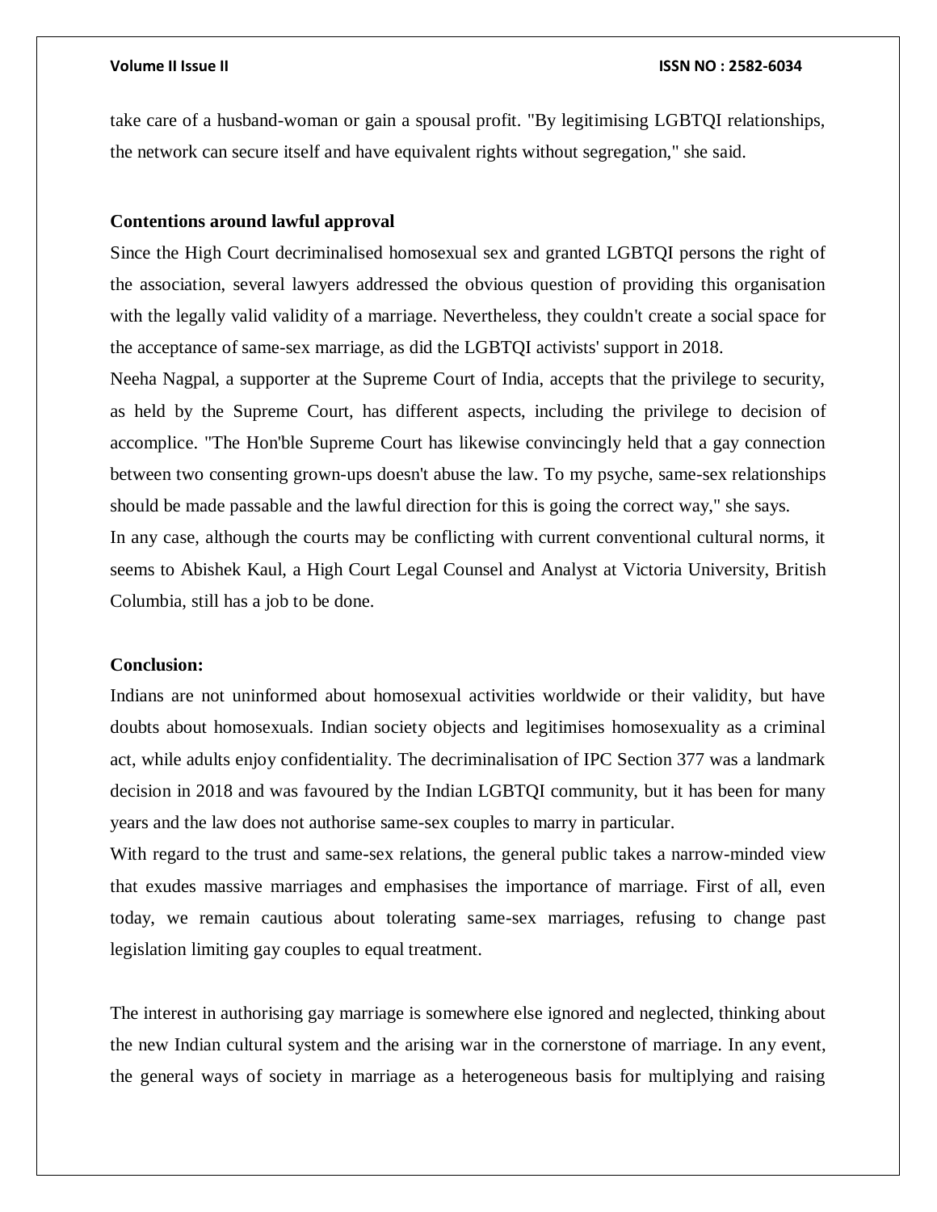take care of a husband-woman or gain a spousal profit. "By legitimising LGBTQI relationships, the network can secure itself and have equivalent rights without segregation," she said.

**Contentions around lawful approval**

Since the High Court decriminalised homosexual sex and granted LGBTQI persons the right of the association, several lawyers addressed the obvious question of providing this organisation with the legally valid validity of a marriage. Nevertheless, they couldn't create a social space for the acceptance of same-sex marriage, as did the LGBTQI activists' support in 2018.

Neeha Nagpal, a supporter at the Supreme Court of India, accepts that the privilege to security, as held by the Supreme Court, has different aspects, including the privilege to decision of accomplice. "The Hon'ble Supreme Court has likewise convincingly held that a gay connection between two consenting grown-ups doesn't abuse the law. To my psyche, same-sex relationships should be made passable and the lawful direction for this is going the correct way," she says.

In any case, although the courts may be conflicting with current conventional cultural norms, it seems to Abishek Kaul, a High Court Legal Counsel and Analyst at Victoria University, British Columbia, still has a job to be done.

**Conclusion:**

Indians are not uninformed about homosexual activities worldwide or their validity, but have doubts about homosexuals. Indian society objects and legitimises homosexuality as a criminal act, while adults enjoy confidentiality. The decriminalisation of IPC Section 377 was a landmark decision in 2018 and was favoured by the Indian LGBTQI community, but it has been for many years and the law does not authorise same-sex couples to marry in particular.

With regard to the trust and same-sex relations, the general public takes a narrow-minded view that exudes massive marriages and emphasises the importance of marriage. First of all, even today, we remain cautious about tolerating same-sex marriages, refusing to change past legislation limiting gay couples to equal treatment.

The interest in authorising gay marriage is somewhere else ignored and neglected, thinking about the new Indian cultural system and the arising war in the cornerstone of marriage. In any event, the general ways of society in marriage as a heterogeneous basis for multiplying and raising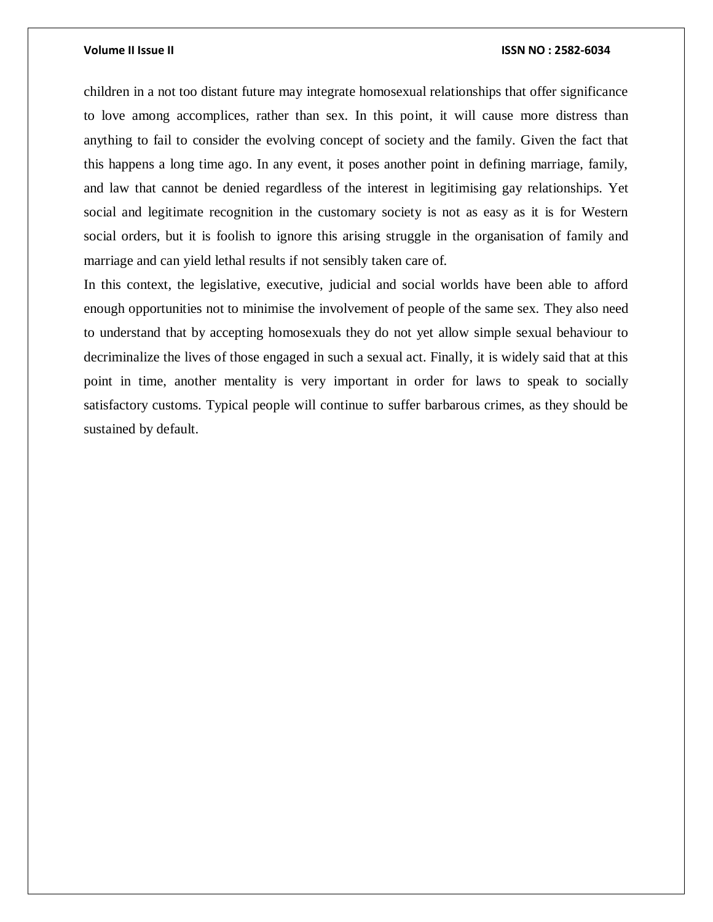children in a not too distant future may integrate homosexual relationships that offer significance to love among accomplices, rather than sex. In this point, it will cause more distress than anything to fail to consider the evolving concept of society and the family. Given the fact that this happens a long time ago. In any event, it poses another point in defining marriage, family, and law that cannot be denied regardless of the interest in legitimising gay relationships. Yet social and legitimate recognition in the customary society is not as easy as it is for Western social orders, but it is foolish to ignore this arising struggle in the organisation of family and marriage and can yield lethal results if not sensibly taken care of.

In this context, the legislative, executive, judicial and social worlds have been able to afford enough opportunities not to minimise the involvement of people of the same sex. They also need to understand that by accepting homosexuals they do not yet allow simple sexual behaviour to decriminalize the lives of those engaged in such a sexual act. Finally, it is widely said that at this point in time, another mentality is very important in order for laws to speak to socially satisfactory customs. Typical people will continue to suffer barbarous crimes, as they should be sustained by default.